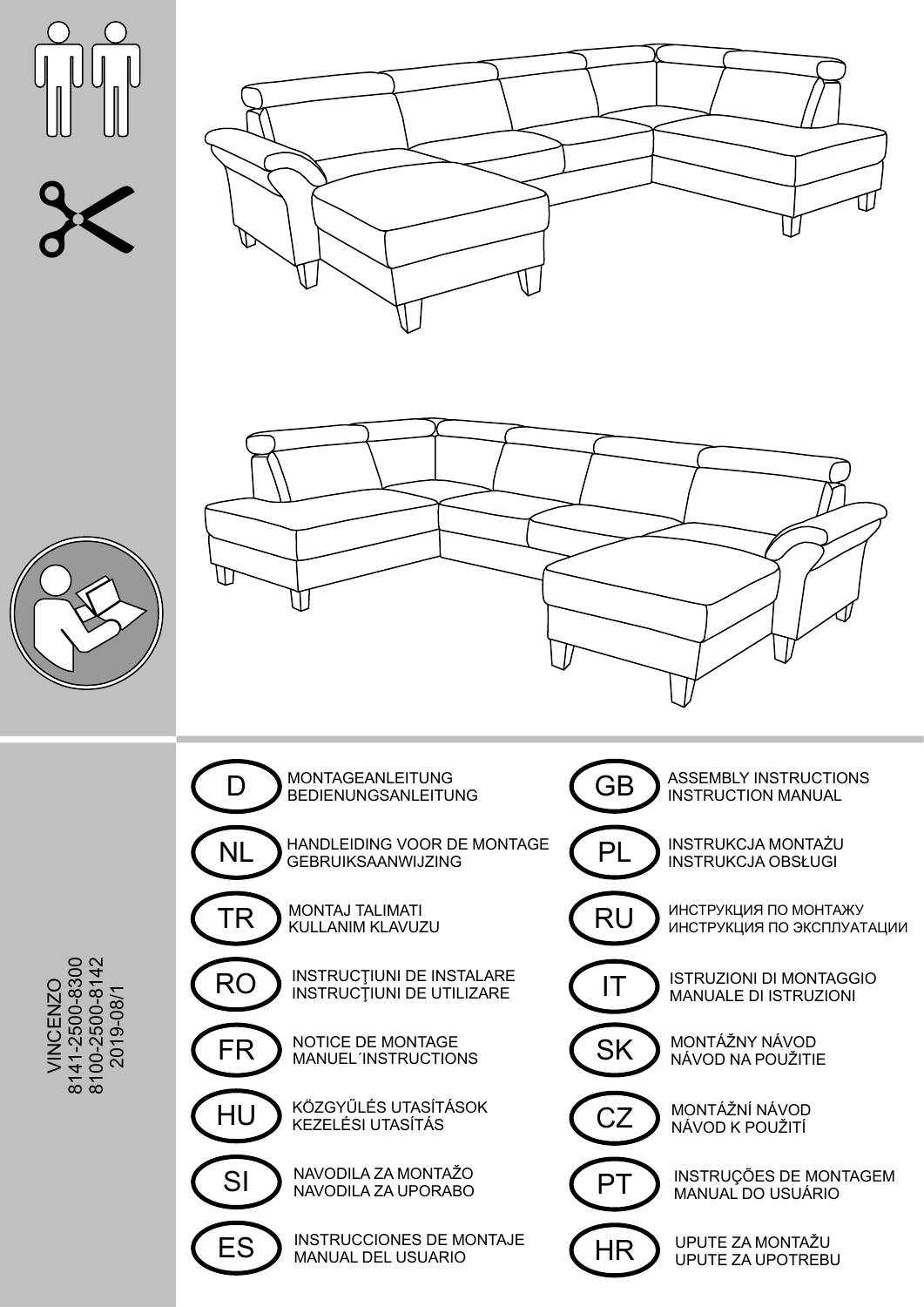VINCENZO
8141-2500-8300
8100-2500-8142
2019-08/1

| | | | |
|---|---|---|---|
| D | MONTAGEANLEITUNG<br>BEDIENUNGSANLEITUNG | GB | ASSEMBLY INSTRUCTIONS<br>INSTRUCTION MANUAL |
| NL | HANDLEIDING VOOR DE MONTAGE<br>GEBRUIKSAANWIJZING | PL | INSTRUKCJA MONTAŻU<br>INSTRUKCJA OBSŁUGI |
| TR | MONTAJ TALIMATI<br>KULLANIM KLAVUZU | RU | ИНСТРУКЦИЯ ПО МОНТАЖУ<br>ИНСТРУКЦИЯ ПО ЭКСПЛУАТАЦИИ |
| RO | INSTRUCŢIUNI DE INSTALARE<br>INSTRUCŢIUNI DE UTILIZARE | IT | ISTRUZIONI DI MONTAGGIO<br>MANUALE DI ISTRUZIONI |
| FR | NOTICE DE MONTAGE<br>MANUEL´INSTRUCTIONS | SK | MONTÁŽNY NÁVOD<br>NÁVOD NA POUŽITIE |
| HU | KÖZGYŰLÉS UTASÍTÁSOK<br>KEZELÉSI UTASÍTÁS | CZ | MONTÁŽNÍ NÁVOD<br>NÁVOD K POUŽITÍ |
| SI | NAVODILA ZA MONTAŽO<br>NAVODILA ZA UPORABO | PT | INSTRUÇÕES DE MONTAGEM<br>MANUAL DO USUÁRIO |
| ES | INSTRUCCIONES DE MONTAJE<br>MANUAL DEL USUARIO | HR | UPUTE ZA MONTAŽU<br>UPUTE ZA UPOTREBU |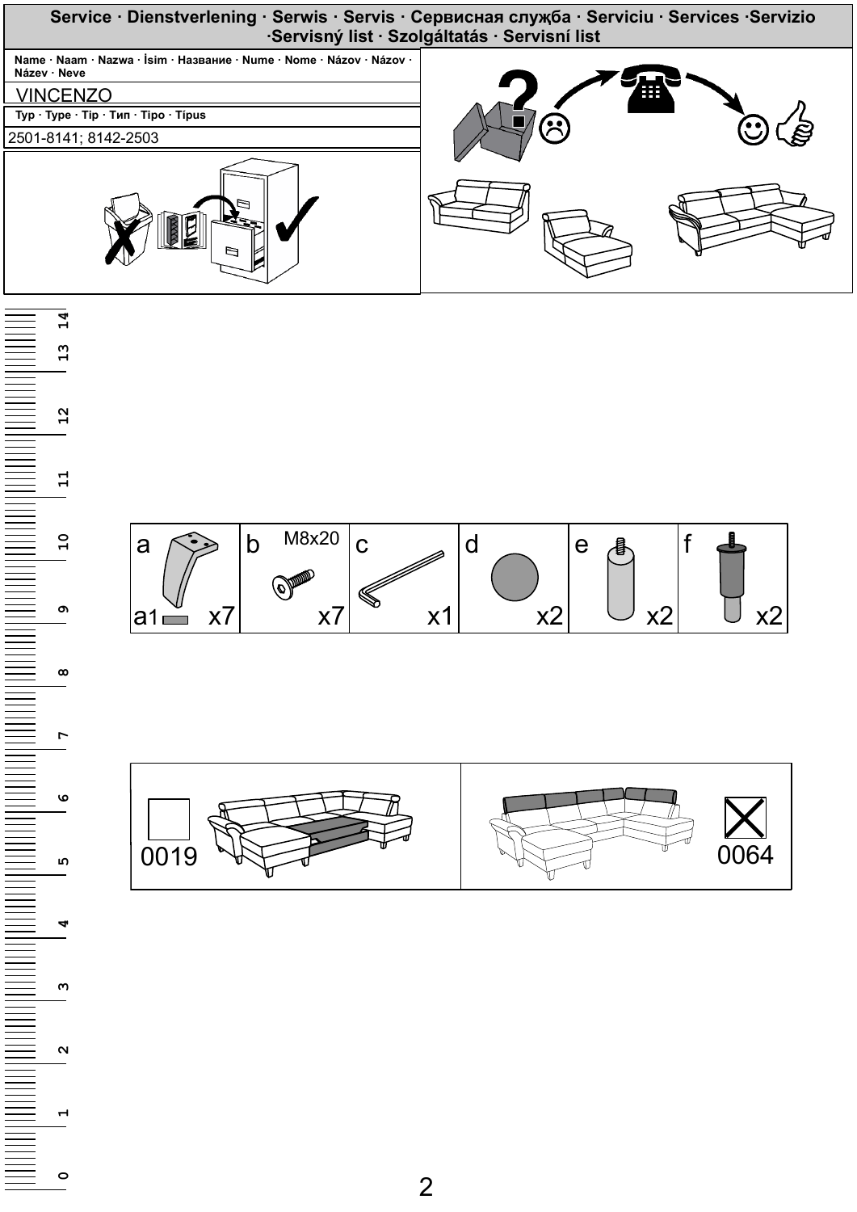**Service · Dienstverlening · Serwis · Servis · Сервисная служба · Serviciu · Services ·Servizio ·Servisný list · Szolgáltatás · Servisní list**

| Name · Naam · Nazwa · İsim · Название · Nume · Nome · Názov · Názov · Název · Neve |
| --- |
| VINCENZO |
| Typ · Type · Tip · Тип · Tipo · Típus |
| 2501-8141; 8142-2503 |

| a | b | c | d | e | f |
| --- | --- | --- | --- | --- | --- |
| a1 x7 | M8x20 x7 | x1 | x2 | x2 | x2 |

| 0019 | 0064 |
| --- | --- |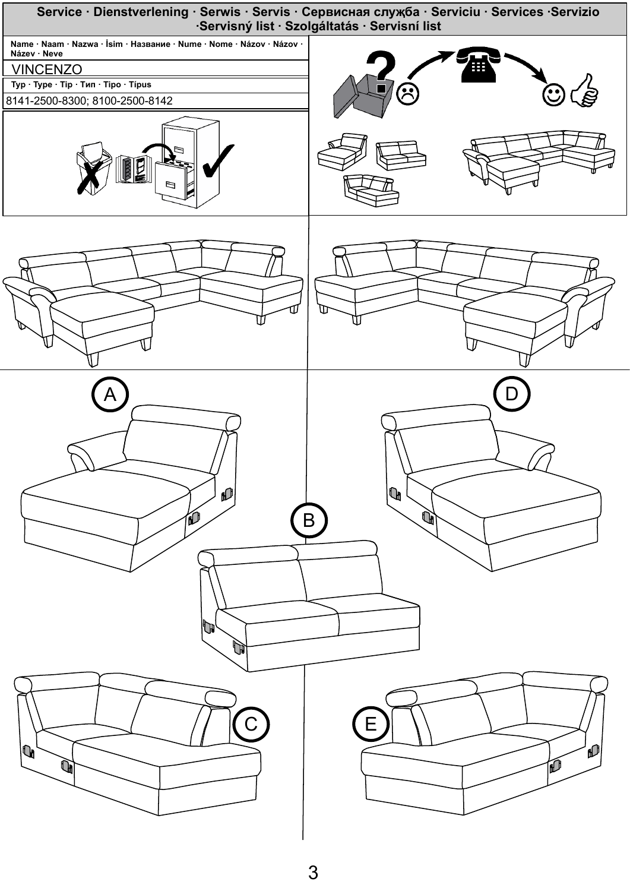## Service · Dienstverlening · Serwis · Servis · Сервисная служба · Serviciu · Services ·Servizio ·Servisný list · Szolgáltatás · Servisní list

| Name · Naam · Nazwa · İsim · Название · Nume · Nome · Názov · Názov · Název · Neve |
|---|
| VINCENZO |
| Typ · Type · Tip · Тип · Tipo · Típus |
| 8141-2500-8300; 8100-2500-8142 |

A

D

B

C

E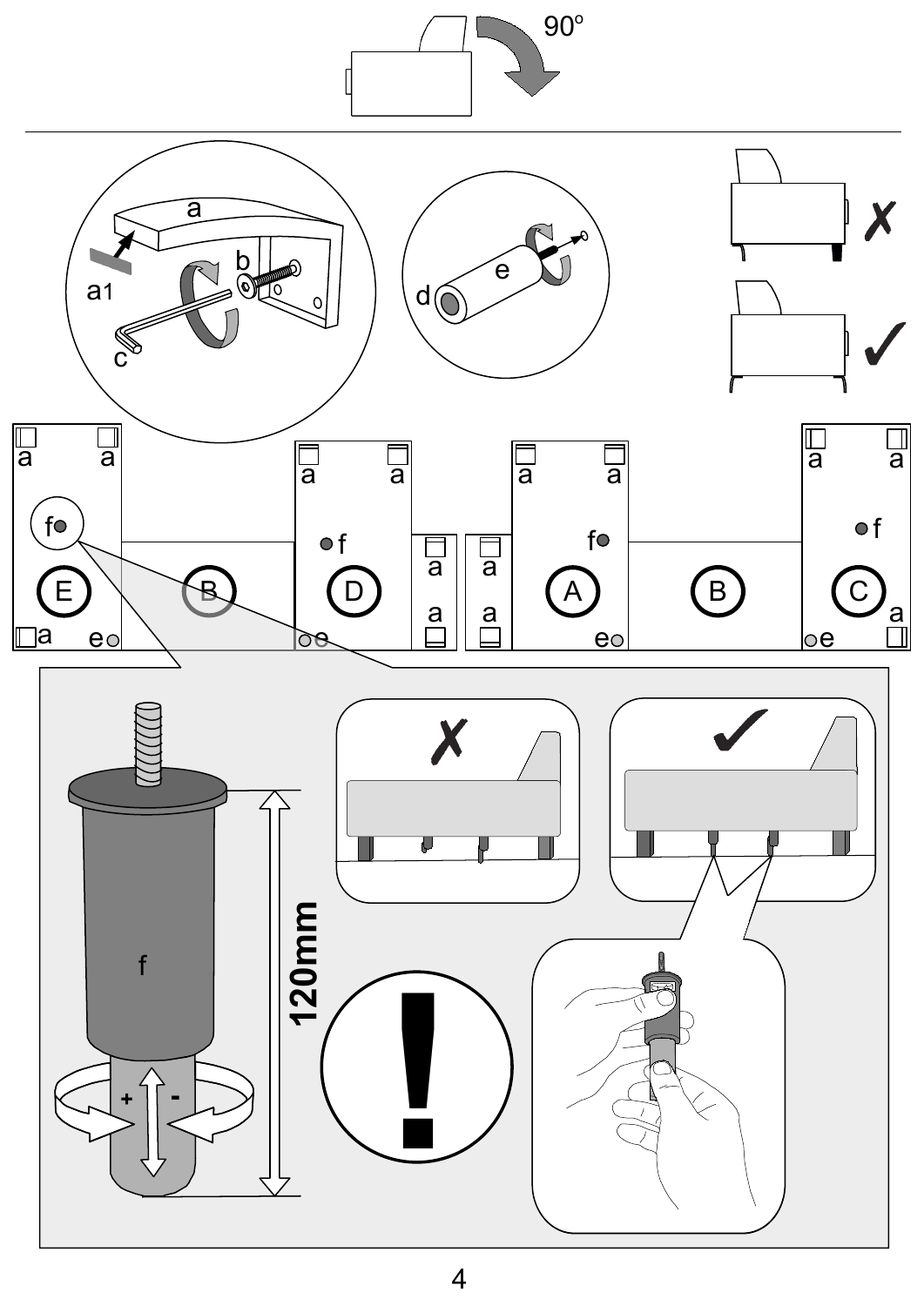90°

a
a1
b
c
d
e

a a f E a e
B
a a f D e a a
a a a A f e
B
a a f C e a

f
120mm
+ -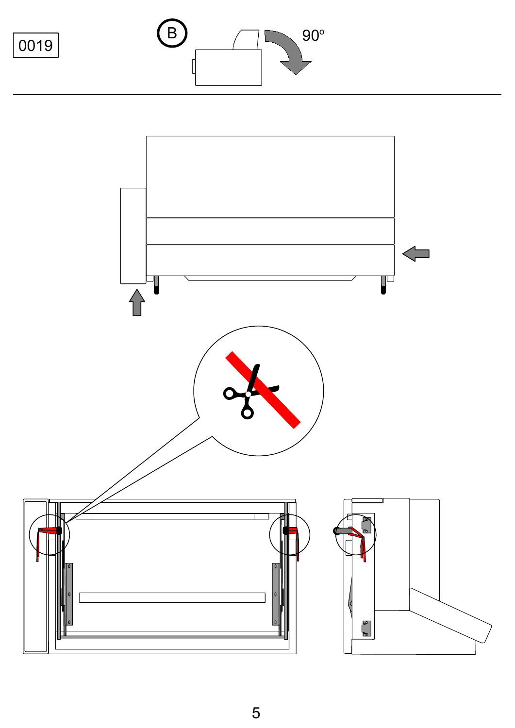0019

B

90º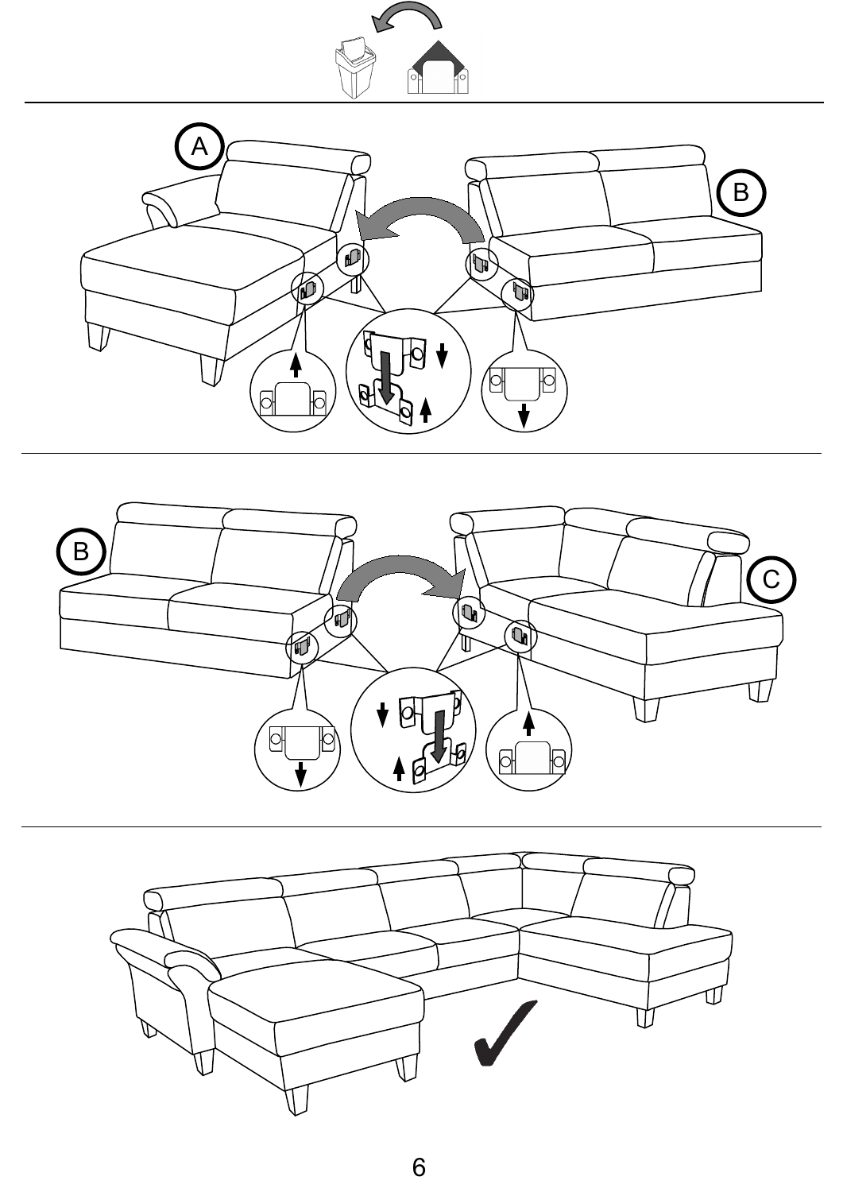A

B

B

C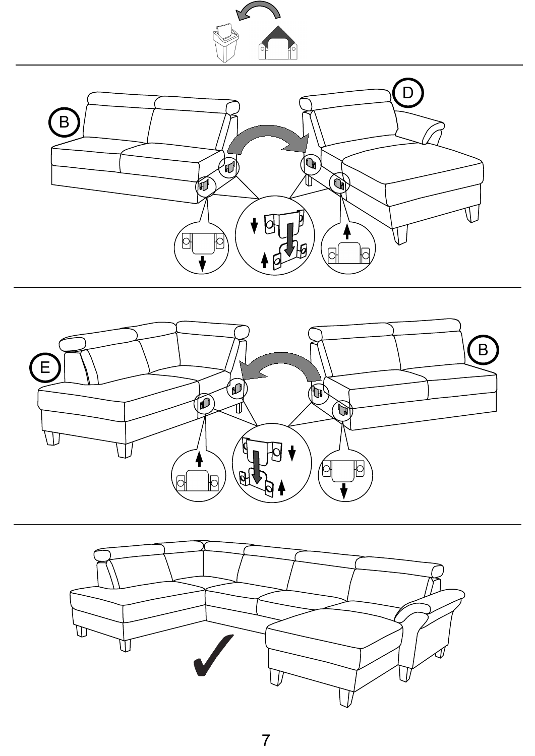B

D

E

B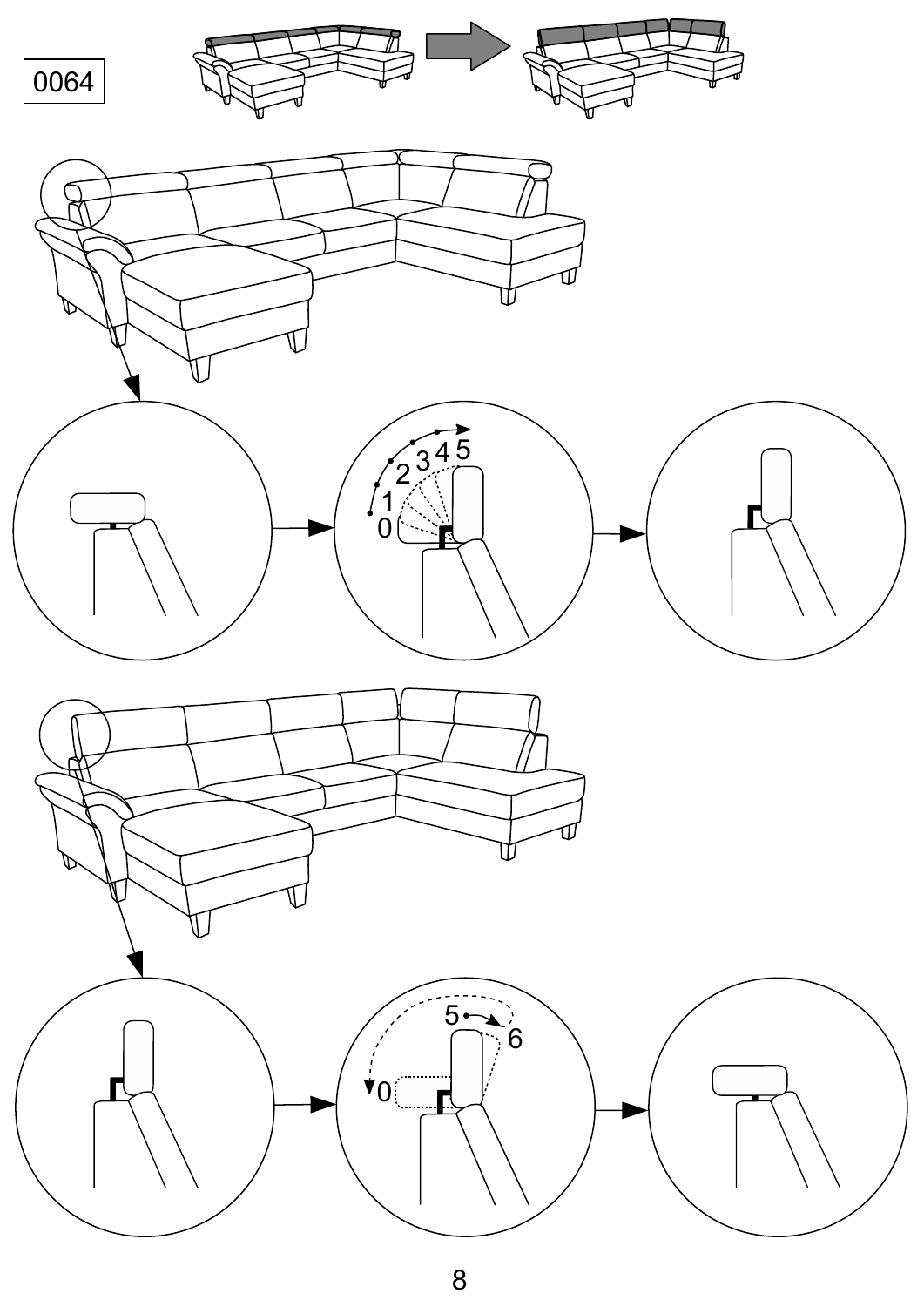0064

0
1
2
3
4
5

5
6
0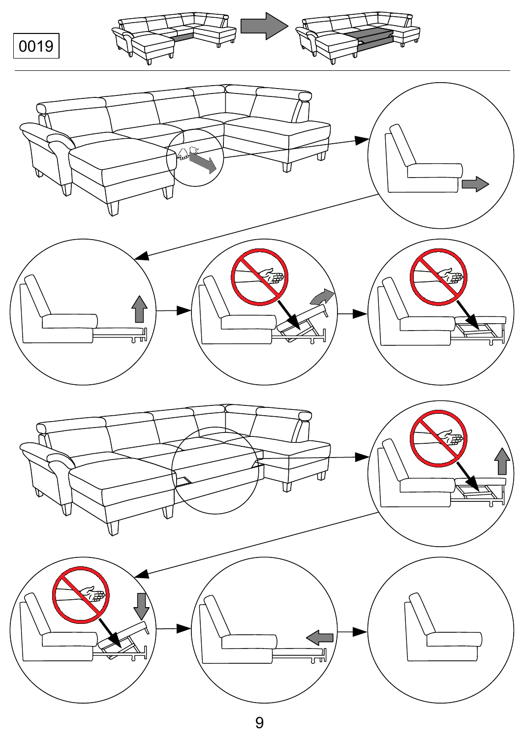0019